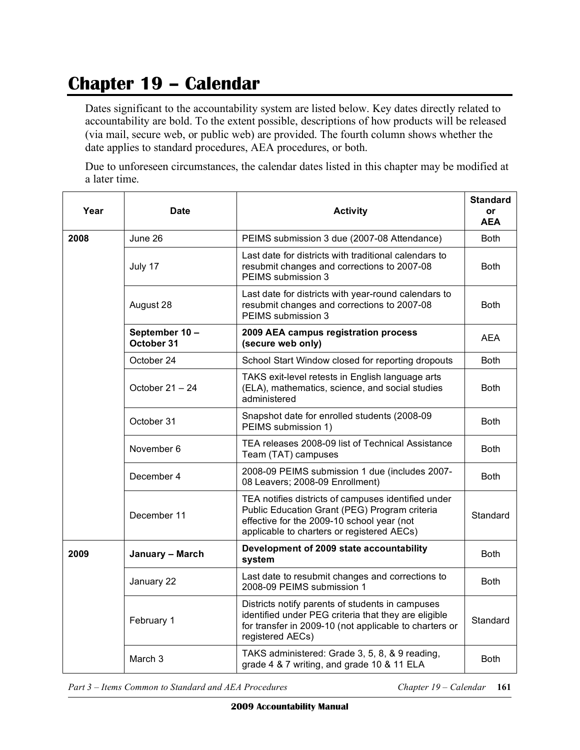# Chapter 19 – Calendar

Dates significant to the accountability system are listed below. Key dates directly related to accountability are bold. To the extent possible, descriptions of how products will be released (via mail, secure web, or public web) are provided. The fourth column shows whether the date applies to standard procedures, AEA procedures, or both.

Due to unforeseen circumstances, the calendar dates listed in this chapter may be modified at a later time.

| Year | Date | Activity | Standard or AEA |
|---|---|---|---|
| **2008** | June 26 | PEIMS submission 3 due (2007-08 Attendance) | Both |
| | July 17 | Last date for districts with traditional calendars to resubmit changes and corrections to 2007-08 PEIMS submission 3 | Both |
| | August 28 | Last date for districts with year-round calendars to resubmit changes and corrections to 2007-08 PEIMS submission 3 | Both |
| | **September 10 – October 31** | **2009 AEA campus registration process (secure web only)** | AEA |
| | October 24 | School Start Window closed for reporting dropouts | Both |
| | October 21 – 24 | TAKS exit-level retests in English language arts (ELA), mathematics, science, and social studies administered | Both |
| | October 31 | Snapshot date for enrolled students (2008-09 PEIMS submission 1) | Both |
| | November 6 | TEA releases 2008-09 list of Technical Assistance Team (TAT) campuses | Both |
| | December 4 | 2008-09 PEIMS submission 1 due (includes 2007-08 Leavers; 2008-09 Enrollment) | Both |
| | December 11 | TEA notifies districts of campuses identified under Public Education Grant (PEG) Program criteria effective for the 2009-10 school year (not applicable to charters or registered AECs) | Standard |
| **2009** | **January – March** | **Development of 2009 state accountability system** | Both |
| | January 22 | Last date to resubmit changes and corrections to 2008-09 PEIMS submission 1 | Both |
| | February 1 | Districts notify parents of students in campuses identified under PEG criteria that they are eligible for transfer in 2009-10 (not applicable to charters or registered AECs) | Standard |
| | March 3 | TAKS administered: Grade 3, 5, 8, & 9 reading, grade 4 & 7 writing, and grade 10 & 11 ELA | Both |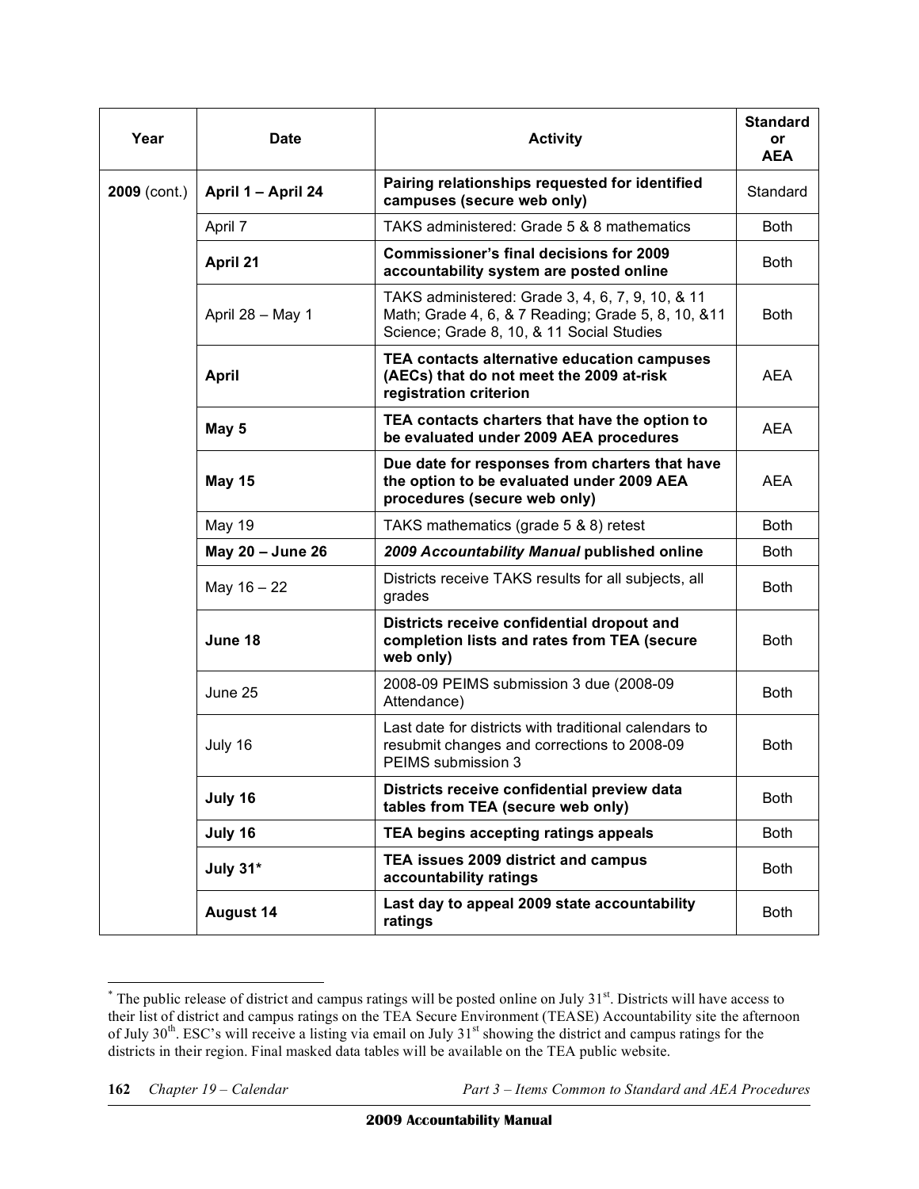| Year | Date | Activity | Standard or AEA |
|---|---|---|---|
| **2009** (cont.) | **April 1 – April 24** | **Pairing relationships requested for identified campuses (secure web only)** | Standard |
| | April 7 | TAKS administered: Grade 5 & 8 mathematics | Both |
| | **April 21** | **Commissioner's final decisions for 2009 accountability system are posted online** | Both |
| | April 28 – May 1 | TAKS administered: Grade 3, 4, 6, 7, 9, 10, & 11 Math; Grade 4, 6, & 7 Reading; Grade 5, 8, 10, &11 Science; Grade 8, 10, & 11 Social Studies | Both |
| | **April** | **TEA contacts alternative education campuses (AECs) that do not meet the 2009 at-risk registration criterion** | AEA |
| | **May 5** | **TEA contacts charters that have the option to be evaluated under 2009 AEA procedures** | AEA |
| | **May 15** | **Due date for responses from charters that have the option to be evaluated under 2009 AEA procedures (secure web only)** | AEA |
| | May 19 | TAKS mathematics (grade 5 & 8) retest | Both |
| | **May 20 – June 26** | ***2009 Accountability Manual* published online** | Both |
| | May 16 – 22 | Districts receive TAKS results for all subjects, all grades | Both |
| | **June 18** | **Districts receive confidential dropout and completion lists and rates from TEA (secure web only)** | Both |
| | June 25 | 2008-09 PEIMS submission 3 due (2008-09 Attendance) | Both |
| | July 16 | Last date for districts with traditional calendars to resubmit changes and corrections to 2008-09 PEIMS submission 3 | Both |
| | **July 16** | **Districts receive confidential preview data tables from TEA (secure web only)** | Both |
| | **July 16** | **TEA begins accepting ratings appeals** | Both |
| | **July 31*** | **TEA issues 2009 district and campus accountability ratings** | Both |
| | **August 14** | **Last day to appeal 2009 state accountability ratings** | Both |

* The public release of district and campus ratings will be posted online on July 31st. Districts will have access to their list of district and campus ratings on the TEA Secure Environment (TEASE) Accountability site the afternoon of July 30th. ESC's will receive a listing via email on July 31st showing the district and campus ratings for the districts in their region. Final masked data tables will be available on the TEA public website.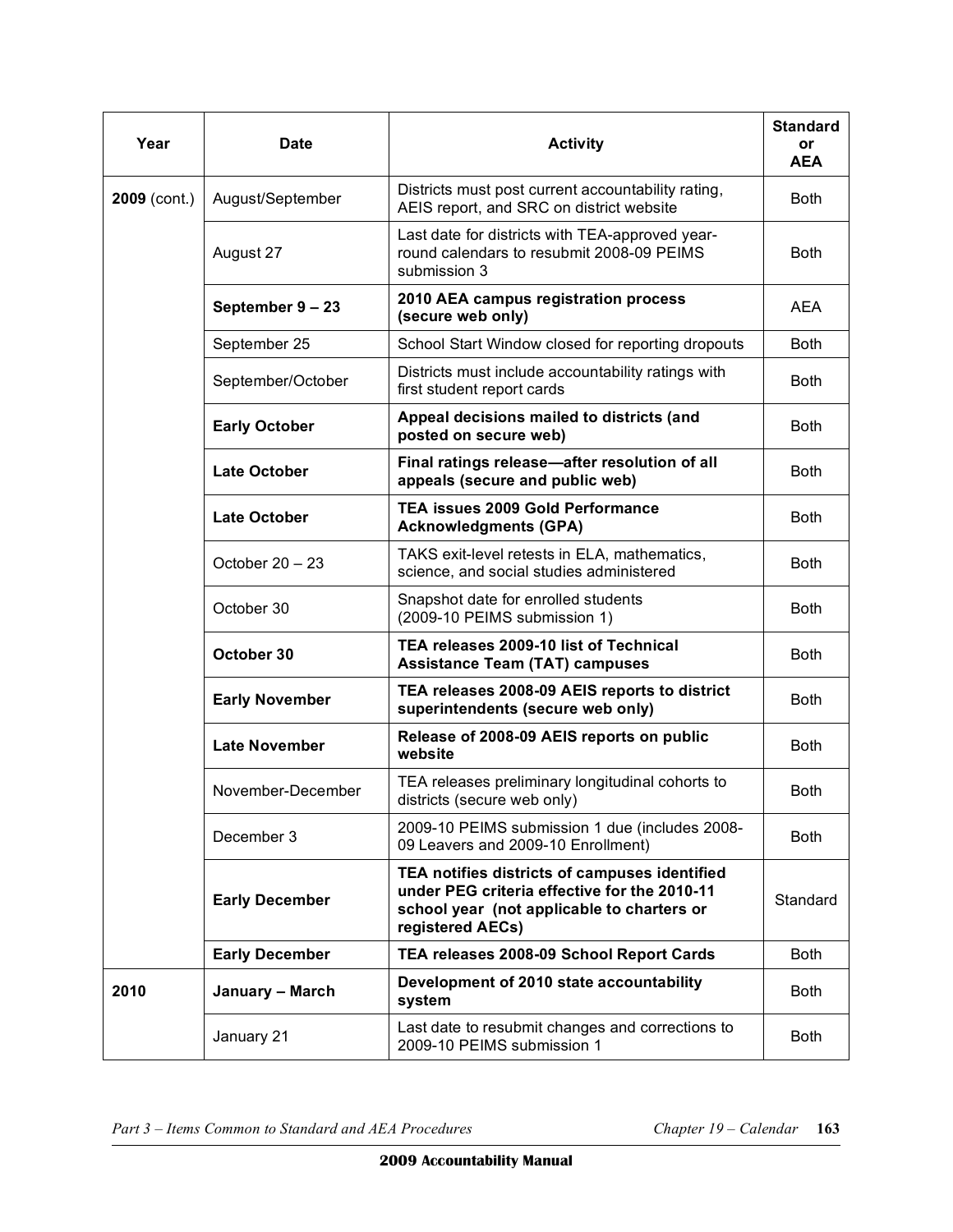| Year | Date | Activity | Standard or AEA |
|---|---|---|---|
| **2009** (cont.) | August/September | Districts must post current accountability rating, AEIS report, and SRC on district website | Both |
| | August 27 | Last date for districts with TEA-approved year-round calendars to resubmit 2008-09 PEIMS submission 3 | Both |
| | **September 9 – 23** | **2010 AEA campus registration process (secure web only)** | AEA |
| | September 25 | School Start Window closed for reporting dropouts | Both |
| | September/October | Districts must include accountability ratings with first student report cards | Both |
| | **Early October** | **Appeal decisions mailed to districts (and posted on secure web)** | Both |
| | **Late October** | **Final ratings release—after resolution of all appeals (secure and public web)** | Both |
| | **Late October** | **TEA issues 2009 Gold Performance Acknowledgments (GPA)** | Both |
| | October 20 – 23 | TAKS exit-level retests in ELA, mathematics, science, and social studies administered | Both |
| | October 30 | Snapshot date for enrolled students (2009-10 PEIMS submission 1) | Both |
| | **October 30** | **TEA releases 2009-10 list of Technical Assistance Team (TAT) campuses** | Both |
| | **Early November** | **TEA releases 2008-09 AEIS reports to district superintendents (secure web only)** | Both |
| | **Late November** | **Release of 2008-09 AEIS reports on public website** | Both |
| | November-December | TEA releases preliminary longitudinal cohorts to districts (secure web only) | Both |
| | December 3 | 2009-10 PEIMS submission 1 due (includes 2008-09 Leavers and 2009-10 Enrollment) | Both |
| | **Early December** | **TEA notifies districts of campuses identified under PEG criteria effective for the 2010-11 school year (not applicable to charters or registered AECs)** | Standard |
| | **Early December** | **TEA releases 2008-09 School Report Cards** | Both |
| **2010** | **January – March** | **Development of 2010 state accountability system** | Both |
| | January 21 | Last date to resubmit changes and corrections to 2009-10 PEIMS submission 1 | Both |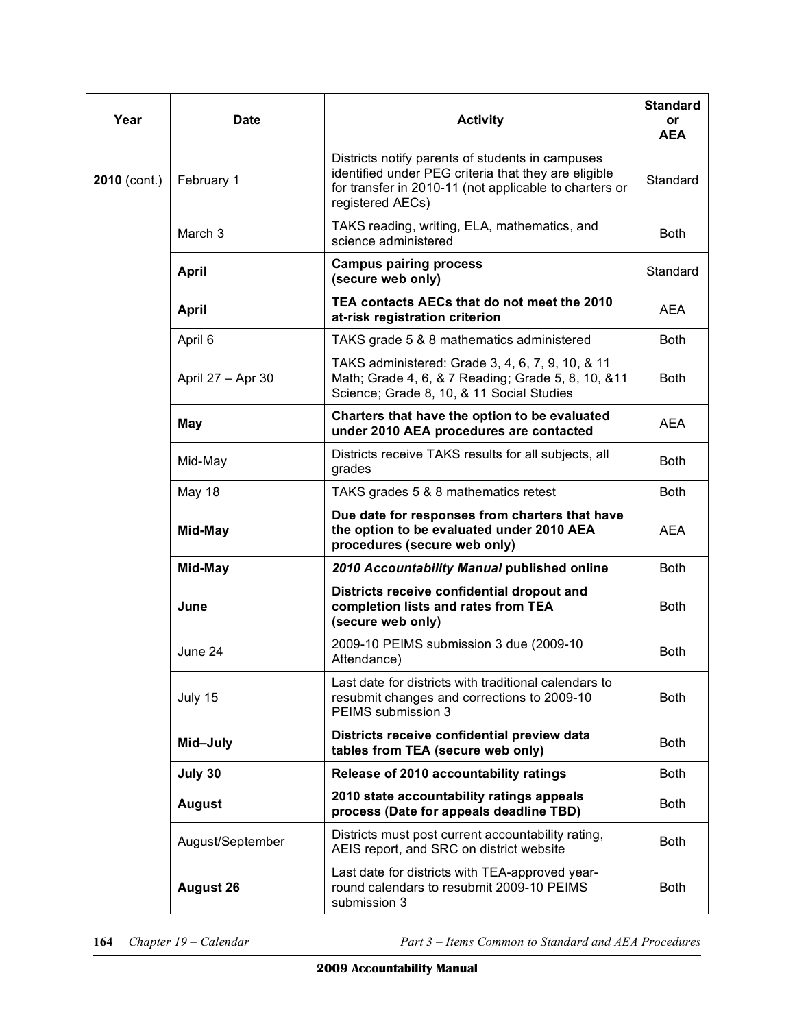| Year | Date | Activity | Standard or AEA |
|---|---|---|---|
| **2010** (cont.) | February 1 | Districts notify parents of students in campuses identified under PEG criteria that they are eligible for transfer in 2010-11 (not applicable to charters or registered AECs) | Standard |
| | March 3 | TAKS reading, writing, ELA, mathematics, and science administered | Both |
| | **April** | **Campus pairing process (secure web only)** | Standard |
| | **April** | **TEA contacts AECs that do not meet the 2010 at-risk registration criterion** | AEA |
| | April 6 | TAKS grade 5 & 8 mathematics administered | Both |
| | April 27 – Apr 30 | TAKS administered: Grade 3, 4, 6, 7, 9, 10, & 11 Math; Grade 4, 6, & 7 Reading; Grade 5, 8, 10, &11 Science; Grade 8, 10, & 11 Social Studies | Both |
| | **May** | **Charters that have the option to be evaluated under 2010 AEA procedures are contacted** | AEA |
| | Mid-May | Districts receive TAKS results for all subjects, all grades | Both |
| | May 18 | TAKS grades 5 & 8 mathematics retest | Both |
| | **Mid-May** | **Due date for responses from charters that have the option to be evaluated under 2010 AEA procedures (secure web only)** | AEA |
| | **Mid-May** | ***2010 Accountability Manual* published online** | Both |
| | **June** | **Districts receive confidential dropout and completion lists and rates from TEA (secure web only)** | Both |
| | June 24 | 2009-10 PEIMS submission 3 due (2009-10 Attendance) | Both |
| | July 15 | Last date for districts with traditional calendars to resubmit changes and corrections to 2009-10 PEIMS submission 3 | Both |
| | **Mid–July** | **Districts receive confidential preview data tables from TEA (secure web only)** | Both |
| | **July 30** | **Release of 2010 accountability ratings** | Both |
| | **August** | **2010 state accountability ratings appeals process (Date for appeals deadline TBD)** | Both |
| | August/September | Districts must post current accountability rating, AEIS report, and SRC on district website | Both |
| | **August 26** | Last date for districts with TEA-approved year-round calendars to resubmit 2009-10 PEIMS submission 3 | Both |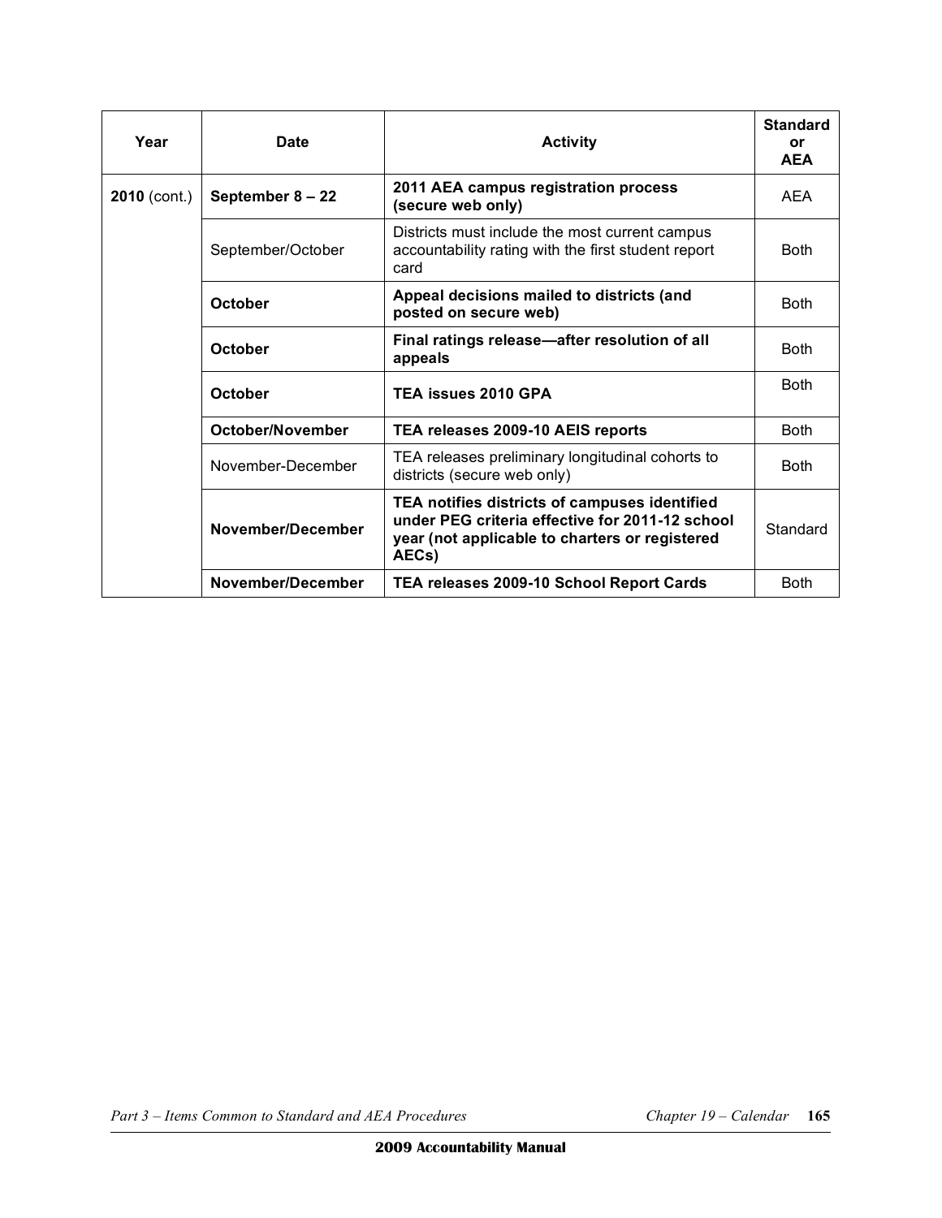| Year | Date | Activity | Standard or AEA |
|---|---|---|---|
| **2010** (cont.) | **September 8 – 22** | **2011 AEA campus registration process (secure web only)** | AEA |
| | September/October | Districts must include the most current campus accountability rating with the first student report card | Both |
| | **October** | **Appeal decisions mailed to districts (and posted on secure web)** | Both |
| | **October** | **Final ratings release—after resolution of all appeals** | Both |
| | **October** | **TEA issues 2010 GPA** | Both |
| | **October/November** | **TEA releases 2009-10 AEIS reports** | Both |
| | November-December | TEA releases preliminary longitudinal cohorts to districts (secure web only) | Both |
| | **November/December** | **TEA notifies districts of campuses identified under PEG criteria effective for 2011-12 school year (not applicable to charters or registered AECs)** | Standard |
| | **November/December** | **TEA releases 2009-10 School Report Cards** | Both |